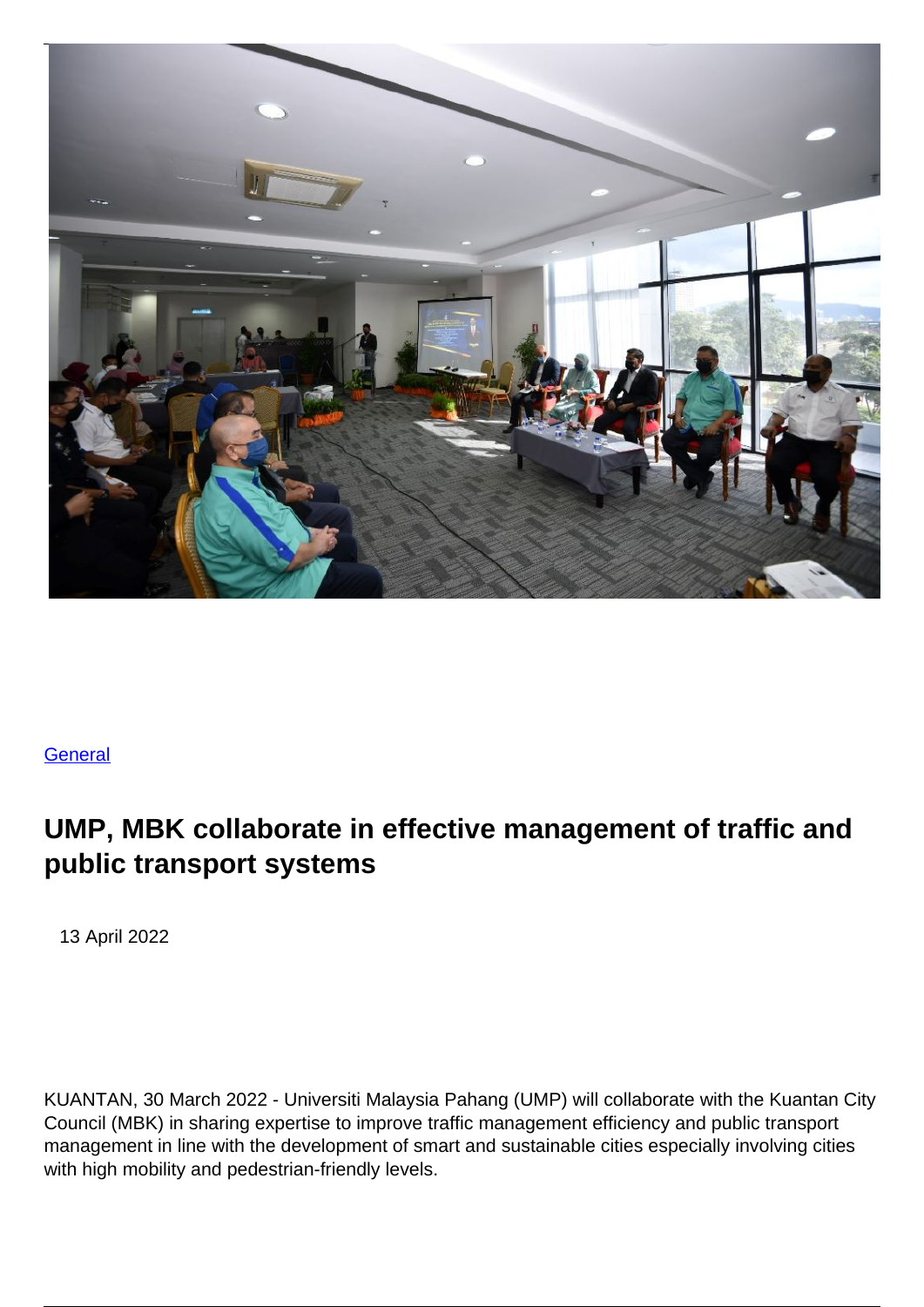General

## UMP, MBK collaborate in effective management of traffic and public transport systems

13 April 2022

KUANTAN, 30 March 2022 - Universiti Malaysia Pahang (UMP) will collaborate with the Kuantan City Council (MBK) in sharing expertise to improve traffic management efficiency and public transport management in line with the development of smart and sustainable cities especially involving cities with high mobility and pedestrian-friendly levels.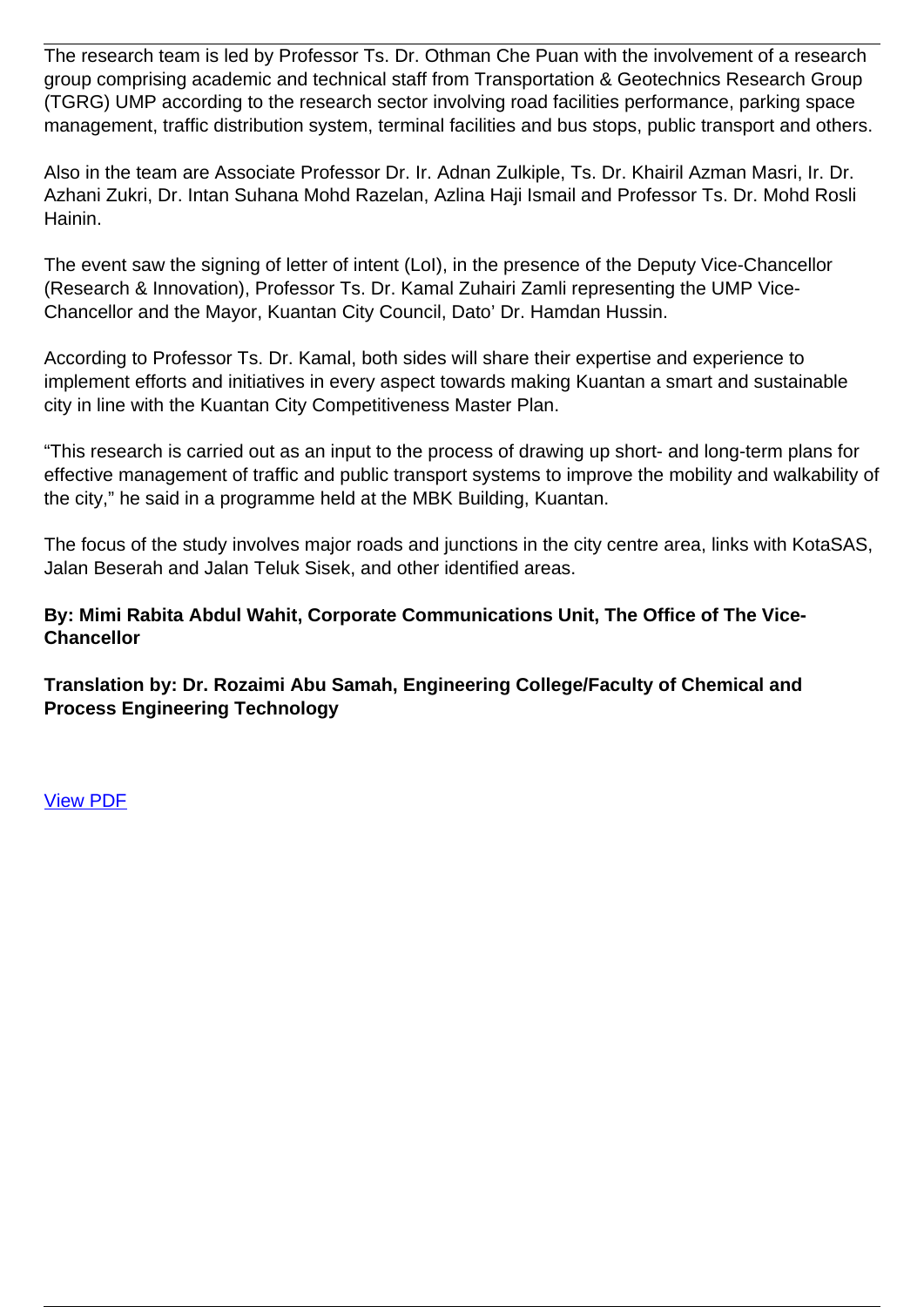The research team is led by Professor Ts. Dr. Othman Che Puan with the involvement of a research group comprising academic and technical staff from Transportation & Geotechnics Research Group (TGRG) UMP according to the research sector involving road facilities performance, parking space management, traffic distribution system, terminal facilities and bus stops, public transport and others.

Also in the team are Associate Professor Dr. Ir. Adnan Zulkiple, Ts. Dr. Khairil Azman Masri, Ir. Dr. Azhani Zukri, Dr. Intan Suhana Mohd Razelan, Azlina Haji Ismail and Professor Ts. Dr. Mohd Rosli Hainin.

The event saw the signing of letter of intent (LoI), in the presence of the Deputy Vice-Chancellor (Research & Innovation), Professor Ts. Dr. Kamal Zuhairi Zamli representing the UMP Vice-Chancellor and the Mayor, Kuantan City Council, Dato' Dr. Hamdan Hussin.

According to Professor Ts. Dr. Kamal, both sides will share their expertise and experience to implement efforts and initiatives in every aspect towards making Kuantan a smart and sustainable city in line with the Kuantan City Competitiveness Master Plan.

"This research is carried out as an input to the process of drawing up short- and long-term plans for effective management of traffic and public transport systems to improve the mobility and walkability of the city," he said in a programme held at the MBK Building, Kuantan.

The focus of the study involves major roads and junctions in the city centre area, links with KotaSAS, Jalan Beserah and Jalan Teluk Sisek, and other identified areas.

**By: Mimi Rabita Abdul Wahit, Corporate Communications Unit, The Office of The Vice-Chancellor**

**Translation by: Dr. Rozaimi Abu Samah, Engineering College/Faculty of Chemical and Process Engineering Technology**

View PDF